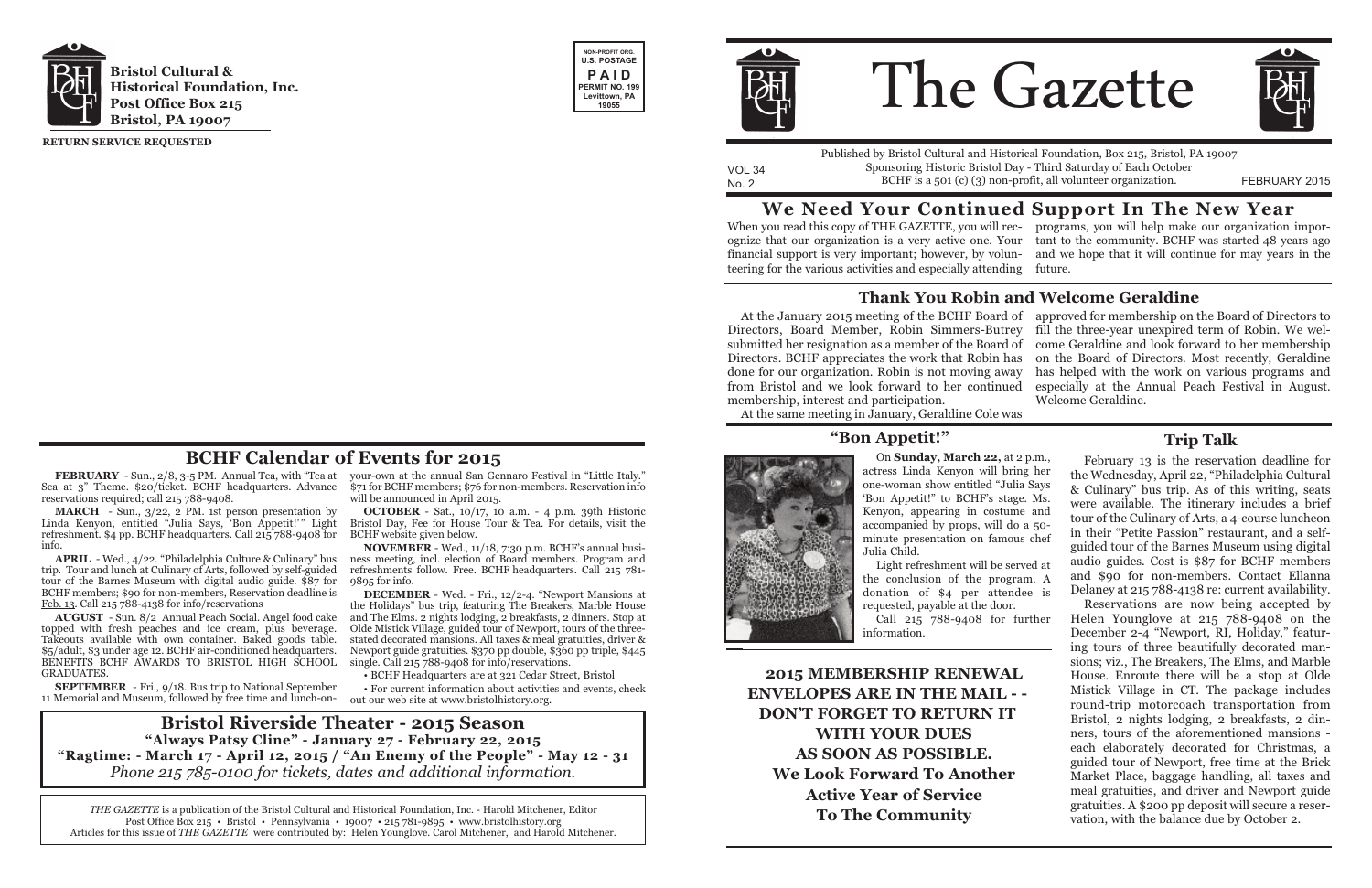**Bristol Cultural & Historical Foundation, Inc.**
**Post Office Box 215**
**Bristol, PA 19007**

**RETURN SERVICE REQUESTED**

NON-PROFIT ORG.
U.S. POSTAGE
PAID
PERMIT NO. 199
Levittown, PA
19055

## BCHF Calendar of Events for 2015

**FEBRUARY** - Sun., 2/8, 3-5 PM. Annual Tea, with "Tea at Sea at 3" Theme. $20/ticket. BCHF headquarters. Advance reservations required; call 215 788-9408.

**MARCH** - Sun., 3/22, 2 PM. 1st person presentation by Linda Kenyon, entitled "Julia Says, 'Bon Appetit!'" Light refreshment. $4 pp. BCHF headquarters. Call 215 788-9408 for info.

**APRIL** - Wed., 4/22. "Philadelphia Culture & Culinary" bus trip. Tour and lunch at Culinary of Arts, followed by self-guided tour of the Barnes Museum with digital audio guide. $87 for BCHF members; $90 for non-members, Reservation deadline is Feb. 13. Call 215 788-4138 for info/reservations

**AUGUST** - Sun. 8/2 Annual Peach Social. Angel food cake topped with fresh peaches and ice cream, plus beverage. Takeouts available with own container. Baked goods table. $5/adult, $3 under age 12. BCHF air-conditioned headquarters. BENEFITS BCHF AWARDS TO BRISTOL HIGH SCHOOL GRADUATES.

**SEPTEMBER** - Fri., 9/18. Bus trip to National September 11 Memorial and Museum, followed by free time and lunch-on-your-own at the annual San Gennaro Festival in "Little Italy." $71 for BCHF members; $76 for non-members. Reservation info will be announced in April 2015.

**OCTOBER** - Sat., 10/17, 10 a.m. - 4 p.m. 39th Historic Bristol Day, Fee for House Tour & Tea. For details, visit the BCHF website given below.

**NOVEMBER** - Wed., 11/18, 7:30 p.m. BCHF's annual business meeting, incl. election of Board members. Program and refreshments follow. Free. BCHF headquarters. Call 215 781-9895 for info.

**DECEMBER** - Wed. - Fri., 12/2-4. "Newport Mansions at the Holidays" bus trip, featuring The Breakers, Marble House and The Elms. 2 nights lodging, 2 breakfasts, 2 dinners. Stop at Olde Mistick Village, guided tour of Newport, tours of the three-stated decorated mansions. All taxes & meal gratuities, driver & Newport guide gratuities. $370 pp double, $360 pp triple, $445 single. Call 215 788-9408 for info/reservations.

• BCHF Headquarters are at 321 Cedar Street, Bristol

• For current information about activities and events, check out our web site at www.bristolhistory.org.

## Bristol Riverside Theater - 2015 Season

**"Always Patsy Cline" - January 27 - February 22, 2015**
**"Ragtime: - March 17 - April 12, 2015 / "An Enemy of the People" - May 12 - 31**
*Phone 215 785-0100 for tickets, dates and additional information.*

*THE GAZETTE* is a publication of the Bristol Cultural and Historical Foundation, Inc. - Harold Mitchener, Editor
Post Office Box 215 • Bristol • Pennsylvania • 19007 • 215 781-9895 • www.bristolhistory.org
Articles for this issue of *THE GAZETTE* were contributed by: Helen Younglove. Carol Mitchener, and Harold Mitchener.

# The Gazette

Published by Bristol Cultural and Historical Foundation, Box 215, Bristol, PA 19007
Sponsoring Historic Bristol Day - Third Saturday of Each October
BCHF is a 501 (c) (3) non-profit, all volunteer organization.

VOL 34
No. 2

FEBRUARY 2015

## We Need Your Continued Support In The New Year

When you read this copy of THE GAZETTE, you will recognize that our organization is a very active one. Your financial support is very important; however, by volunteering for the various activities and especially attending programs, you will help make our organization important to the community. BCHF was started 48 years ago and we hope that it will continue for may years in the future.

## Thank You Robin and Welcome Geraldine

At the January 2015 meeting of the BCHF Board of Directors, Board Member, Robin Simmers-Butrey submitted her resignation as a member of the Board of Directors. BCHF appreciates the work that Robin has done for our organization. Robin is not moving away from Bristol and we look forward to her continued membership, interest and participation.

At the same meeting in January, Geraldine Cole was approved for membership on the Board of Directors to fill the three-year unexpired term of Robin. We welcome Geraldine and look forward to her membership on the Board of Directors. Most recently, Geraldine has helped with the work on various programs and especially at the Annual Peach Festival in August. Welcome Geraldine.

## "Bon Appetit!"

On **Sunday, March 22,** at 2 p.m., actress Linda Kenyon will bring her one-woman show entitled "Julia Says 'Bon Appetit!" to BCHF's stage. Ms. Kenyon, appearing in costume and accompanied by props, will do a 50-minute presentation on famous chef Julia Child.

Light refreshment will be served at the conclusion of the program. A donation of $4 per attendee is requested, payable at the door.

Call 215 788-9408 for further information.

**2015 MEMBERSHIP RENEWAL ENVELOPES ARE IN THE MAIL - - DON'T FORGET TO RETURN IT WITH YOUR DUES AS SOON AS POSSIBLE.**
**We Look Forward To Another Active Year of Service To The Community**

## Trip Talk

February 13 is the reservation deadline for the Wednesday, April 22, "Philadelphia Cultural & Culinary" bus trip. As of this writing, seats were available. The itinerary includes a brief tour of the Culinary of Arts, a 4-course luncheon in their "Petite Passion" restaurant, and a self-guided tour of the Barnes Museum using digital audio guides. Cost is $87 for BCHF members and $90 for non-members. Contact Ellanna Delaney at 215 788-4138 re: current availability.

Reservations are now being accepted by Helen Younglove at 215 788-9408 on the December 2-4 "Newport, RI, Holiday," featuring tours of three beautifully decorated mansions; viz., The Breakers, The Elms, and Marble House. Enroute there will be a stop at Olde Mistick Village in CT. The package includes round-trip motorcoach transportation from Bristol, 2 nights lodging, 2 breakfasts, 2 dinners, tours of the aforementioned mansions - each elaborately decorated for Christmas, a guided tour of Newport, free time at the Brick Market Place, baggage handling, all taxes and meal gratuities, and driver and Newport guide gratuities. A $200 pp deposit will secure a reservation, with the balance due by October 2.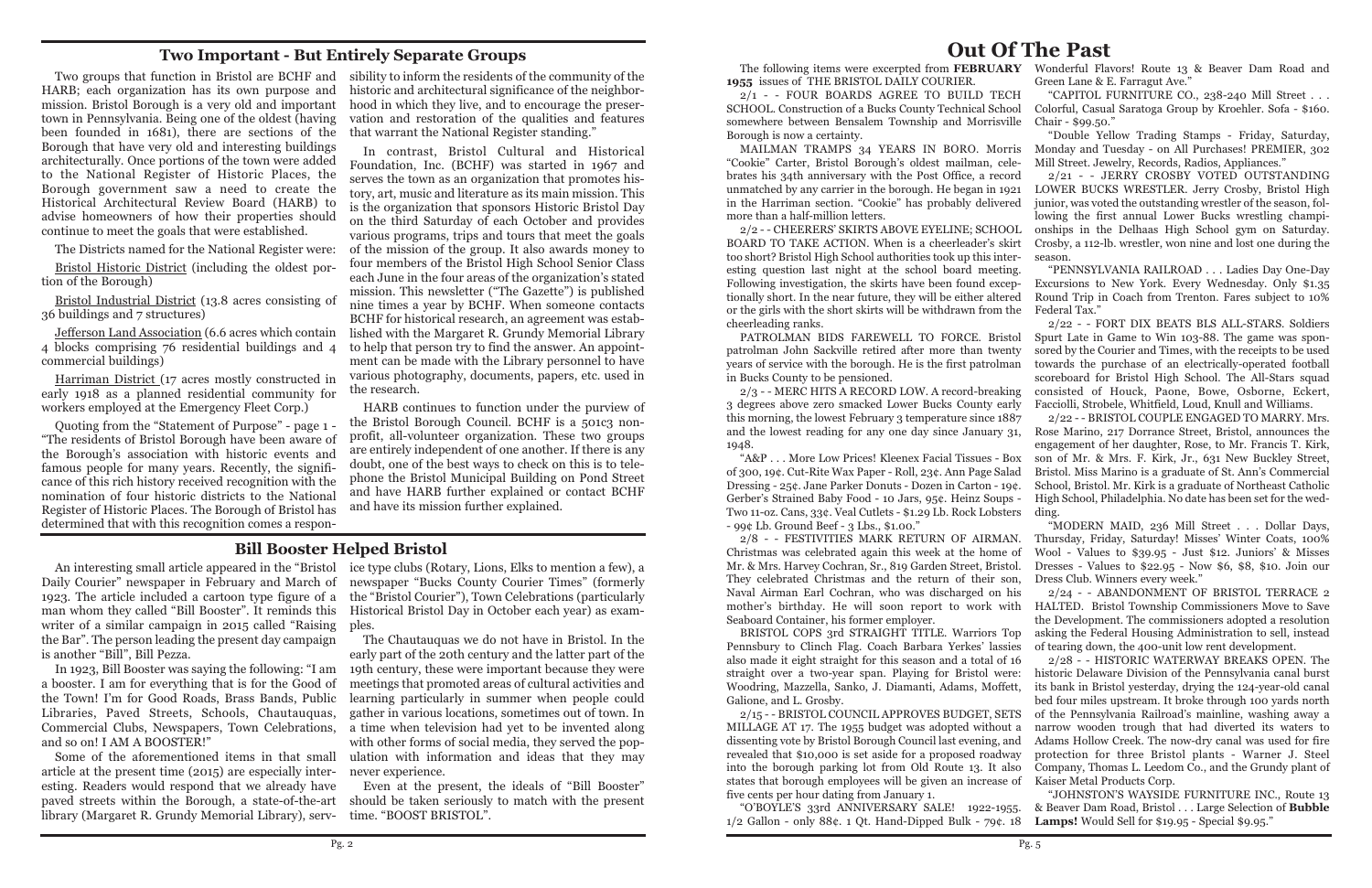## Two Important - But Entirely Separate Groups

Two groups that function in Bristol are BCHF and HARB; each organization has its own purpose and mission. Bristol Borough is a very old and important town in Pennsylvania. Being one of the oldest (having been founded in 1681), there are sections of the Borough that have very old and interesting buildings architecturally. Once portions of the town were added to the National Register of Historic Places, the Borough government saw a need to create the Historical Architectural Review Board (HARB) to advise homeowners of how their properties should continue to meet the goals that were established.

The Districts named for the National Register were:

Bristol Historic District (including the oldest portion of the Borough)

Bristol Industrial District (13.8 acres consisting of 36 buildings and 7 structures)

Jefferson Land Association (6.6 acres which contain 4 blocks comprising 76 residential buildings and 4 commercial buildings)

Harriman District (17 acres mostly constructed in early 1918 as a planned residential community for workers employed at the Emergency Fleet Corp.)

Quoting from the "Statement of Purpose" - page 1 - "The residents of Bristol Borough have been aware of the Borough's association with historic events and famous people for many years. Recently, the significance of this rich history received recognition with the nomination of four historic districts to the National Register of Historic Places. The Borough of Bristol has determined that with this recognition comes a responsibility to inform the residents of the community of the historic and architectural significance of the neighborhood in which they live, and to encourage the preservation and restoration of the qualities and features that warrant the National Register standing."

In contrast, Bristol Cultural and Historical Foundation, Inc. (BCHF) was started in 1967 and serves the town as an organization that promotes history, art, music and literature as its main mission. This is the organization that sponsors Historic Bristol Day on the third Saturday of each October and provides various programs, trips and tours that meet the goals of the mission of the group. It also awards money to four members of the Bristol High School Senior Class each June in the four areas of the organization's stated mission. This newsletter ("The Gazette") is published nine times a year by BCHF. When someone contacts BCHF for historical research, an agreement was established with the Margaret R. Grundy Memorial Library to help that person try to find the answer. An appointment can be made with the Library personnel to have various photography, documents, papers, etc. used in the research.

HARB continues to function under the purview of the Bristol Borough Council. BCHF is a 501c3 nonprofit, all-volunteer organization. These two groups are entirely independent of one another. If there is any doubt, one of the best ways to check on this is to telephone the Bristol Municipal Building on Pond Street and have HARB further explained or contact BCHF and have its mission further explained.

## Bill Booster Helped Bristol

An interesting small article appeared in the "Bristol Daily Courier" newspaper in February and March of 1923. The article included a cartoon type figure of a man whom they called "Bill Booster". It reminds this writer of a similar campaign in 2015 called "Raising the Bar". The person leading the present day campaign is another "Bill", Bill Pezza.

In 1923, Bill Booster was saying the following: "I am a booster. I am for everything that is for the Good of the Town! I'm for Good Roads, Brass Bands, Public Libraries, Paved Streets, Schools, Chautauquas, Commercial Clubs, Newspapers, Town Celebrations, and so on! I AM A BOOSTER!"

Some of the aforementioned items in that small article at the present time (2015) are especially interesting. Readers would respond that we already have paved streets within the Borough, a state-of-the-art library (Margaret R. Grundy Memorial Library), service type clubs (Rotary, Lions, Elks to mention a few), a newspaper "Bucks County Courier Times" (formerly the "Bristol Courier"), Town Celebrations (particularly Historical Bristol Day in October each year) as examples.

The Chautauquas we do not have in Bristol. In the early part of the 20th century and the latter part of the 19th century, these were important because they were meetings that promoted areas of cultural activities and learning particularly in summer when people could gather in various locations, sometimes out of town. In a time when television had yet to be invented along with other forms of social media, they served the population with information and ideas that they may never experience.

Even at the present, the ideals of "Bill Booster" should be taken seriously to match with the present time. "BOOST BRISTOL".

# Out Of The Past

The following items were excerpted from **FEBRUARY 1955** issues of THE BRISTOL DAILY COURIER.

2/1 - - FOUR BOARDS AGREE TO BUILD TECH SCHOOL. Construction of a Bucks County Technical School somewhere between Bensalem Township and Morrisville Borough is now a certainty.

MAILMAN TRAMPS 34 YEARS IN BORO. Morris "Cookie" Carter, Bristol Borough's oldest mailman, celebrates his 34th anniversary with the Post Office, a record unmatched by any carrier in the borough. He began in 1921 in the Harriman section. "Cookie" has probably delivered more than a half-million letters.

2/2 - - CHEERERS' SKIRTS ABOVE EYELINE; SCHOOL BOARD TO TAKE ACTION. When is a cheerleader's skirt too short? Bristol High School authorities took up this interesting question last night at the school board meeting. Following investigation, the skirts have been found exceptionally short. In the near future, they will be either altered or the girls with the short skirts will be withdrawn from the cheerleading ranks.

PATROLMAN BIDS FAREWELL TO FORCE. Bristol patrolman John Sackville retired after more than twenty years of service with the borough. He is the first patrolman in Bucks County to be pensioned.

2/3 - - MERC HITS A RECORD LOW. A record-breaking 3 degrees above zero smacked Lower Bucks County early this morning, the lowest February 3 temperature since 1887 and the lowest reading for any one day since January 31, 1948.

"A&P . . . More Low Prices! Kleenex Facial Tissues - Box of 300, 19¢. Cut-Rite Wax Paper - Roll, 23¢. Ann Page Salad Dressing - 25¢. Jane Parker Donuts - Dozen in Carton - 19¢. Gerber's Strained Baby Food - 10 Jars, 95¢. Heinz Soups - Two 11-oz. Cans, 33¢. Veal Cutlets - $1.29 Lb. Rock Lobsters - 99¢ Lb. Ground Beef - 3 Lbs., $1.00."

2/8 - - FESTIVITIES MARK RETURN OF AIRMAN. Christmas was celebrated again this week at the home of Mr. & Mrs. Harvey Cochran, Sr., 819 Garden Street, Bristol. They celebrated Christmas and the return of their son, Naval Airman Earl Cochran, who was discharged on his mother's birthday. He will soon report to work with Seaboard Container, his former employer.

BRISTOL COPS 3rd STRAIGHT TITLE. Warriors Top Pennsbury to Clinch Flag. Coach Barbara Yerkes' lassies also made it eight straight for this season and a total of 16 straight over a two-year span. Playing for Bristol were: Woodring, Mazzella, Sanko, J. Diamanti, Adams, Moffett, Galione, and L. Grosby.

2/15 - - BRISTOL COUNCIL APPROVES BUDGET, SETS MILLAGE AT 17. The 1955 budget was adopted without a dissenting vote by Bristol Borough Council last evening, and revealed that $10,000 is set aside for a proposed roadway into the borough parking lot from Old Route 13. It also states that borough employees will be given an increase of five cents per hour dating from January 1.

"O'BOYLE'S 33rd ANNIVERSARY SALE! 1922-1955. 1/2 Gallon - only 88¢. 1 Qt. Hand-Dipped Bulk - 79¢. 18 Wonderful Flavors! Route 13 & Beaver Dam Road and Green Lane & E. Farragut Ave."

"CAPITOL FURNITURE CO., 238-240 Mill Street . . . Colorful, Casual Saratoga Group by Kroehler. Sofa - $160. Chair - $99.50."

"Double Yellow Trading Stamps - Friday, Saturday, Monday and Tuesday - on All Purchases! PREMIER, 302 Mill Street. Jewelry, Records, Radios, Appliances."

2/21 - - JERRY CROSBY VOTED OUTSTANDING LOWER BUCKS WRESTLER. Jerry Crosby, Bristol High junior, was voted the outstanding wrestler of the season, following the first annual Lower Bucks wrestling championships in the Delhaas High School gym on Saturday. Crosby, a 112-lb. wrestler, won nine and lost one during the season.

"PENNSYLVANIA RAILROAD . . . Ladies Day One-Day Excursions to New York. Every Wednesday. Only $1.35 Round Trip in Coach from Trenton. Fares subject to 10% Federal Tax."

2/22 - - FORT DIX BEATS BLS ALL-STARS. Soldiers Spurt Late in Game to Win 103-88. The game was sponsored by the Courier and Times, with the receipts to be used towards the purchase of an electrically-operated football scoreboard for Bristol High School. The All-Stars squad consisted of Houck, Paone, Bowe, Osborne, Eckert, Facciolli, Strobele, Whitfield, Loud, Knull and Williams.

2/22 - - BRISTOL COUPLE ENGAGED TO MARRY. Mrs. Rose Marino, 217 Dorrance Street, Bristol, announces the engagement of her daughter, Rose, to Mr. Francis T. Kirk, son of Mr. & Mrs. F. Kirk, Jr., 631 New Buckley Street, Bristol. Miss Marino is a graduate of St. Ann's Commercial School, Bristol. Mr. Kirk is a graduate of Northeast Catholic High School, Philadelphia. No date has been set for the wedding.

"MODERN MAID, 236 Mill Street . . . Dollar Days, Thursday, Friday, Saturday! Misses' Winter Coats, 100% Wool - Values to $39.95 - Just $12. Juniors' & Misses Dresses - Values to $22.95 - Now $6, $8, $10. Join our Dress Club. Winners every week."

2/24 - - ABANDONMENT OF BRISTOL TERRACE 2 HALTED. Bristol Township Commissioners Move to Save the Development. The commissioners adopted a resolution asking the Federal Housing Administration to sell, instead of tearing down, the 400-unit low rent development.

2/28 - - HISTORIC WATERWAY BREAKS OPEN. The historic Delaware Division of the Pennsylvania canal burst its bank in Bristol yesterday, drying the 124-year-old canal bed four miles upstream. It broke through 100 yards north of the Pennsylvania Railroad's mainline, washing away a narrow wooden trough that had diverted its waters to Adams Hollow Creek. The now-dry canal was used for fire protection for three Bristol plants - Warner J. Steel Company, Thomas L. Leedom Co., and the Grundy plant of Kaiser Metal Products Corp.

"JOHNSTON'S WAYSIDE FURNITURE INC., Route 13 & Beaver Dam Road, Bristol . . . Large Selection of **Bubble Lamps!** Would Sell for $19.95 - Special $9.95."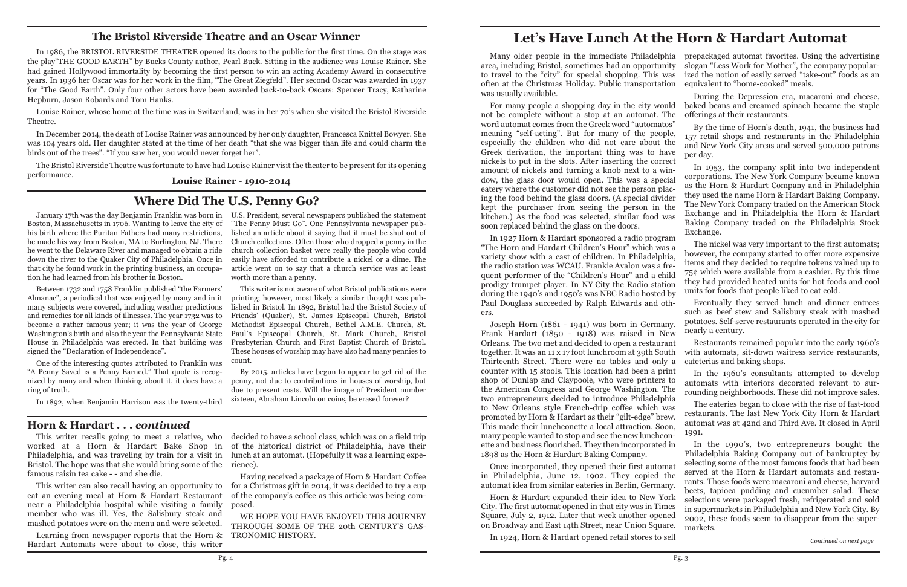## The Bristol Riverside Theatre and an Oscar Winner

In 1986, the BRISTOL RIVERSIDE THEATRE opened its doors to the public for the first time. On the stage was the play"THE GOOD EARTH" by Bucks County author, Pearl Buck. Sitting in the audience was Louise Rainer. She had gained Hollywood immortality by becoming the first person to win an acting Academy Award in consecutive years. In 1936 her Oscar was for her work in the film, "The Great Ziegfeld". Her second Oscar was awarded in 1937 for "The Good Earth". Only four other actors have been awarded back-to-back Oscars: Spencer Tracy, Katharine Hepburn, Jason Robards and Tom Hanks.

Louise Rainer, whose home at the time was in Switzerland, was in her 70's when she visited the Bristol Riverside Theatre.

In December 2014, the death of Louise Rainer was announced by her only daughter, Francesca Knittel Bowyer. She was 104 years old. Her daughter stated at the time of her death "that she was bigger than life and could charm the birds out of the trees". "If you saw her, you would never forget her".

The Bristol Riverside Theatre was fortunate to have had Louise Rainer visit the theater to be present for its opening performance.

**Louise Rainer - 1910-2014**

## Where Did The U.S. Penny Go?

January 17th was the day Benjamin Franklin was born in Boston, Massachusetts in 1706. Wanting to leave the city of his birth where the Puritan Fathers had many restrictions, he made his way from Boston, MA to Burlington, NJ. There he went to the Delaware River and managed to obtain a ride down the river to the Quaker City of Philadelphia. Once in that city he found work in the printing business, an occupation he had learned from his brother in Boston.

Between 1732 and 1758 Franklin published "the Farmers' Almanac", a periodical that was enjoyed by many and in it many subjects were covered, including weather predictions and remedies for all kinds of illnesses. The year 1732 was to become a rather famous year; it was the year of George Washington's birth and also the year the Pennsylvania State House in Philadelphia was erected. In that building was signed the "Declaration of Independence".

One of the interesting quotes attributed to Franklin was "A Penny Saved is a Penny Earned." That quote is recognized by many and when thinking about it, it does have a ring of truth.

In 1892, when Benjamin Harrison was the twenty-third U.S. President, several newspapers published the statement "The Penny Must Go". One Pennsylvania newspaper published an article about it saying that it must be shut out of Church collections. Often those who dropped a penny in the church collection basket were really the people who could easily have afforded to contribute a nickel or a dime. The article went on to say that a church service was at least worth more than a penny.

This writer is not aware of what Bristol publications were printing; however, most likely a similar thought was published in Bristol. In 1892, Bristol had the Bristol Society of Friends' (Quaker), St. James Episcopal Church, Bristol Methodist Episcopal Church, Bethel A.M.E. Church, St. Paul's Episcopal Church, St. Mark Church, Bristol Presbyterian Church and First Baptist Church of Bristol. These houses of worship may have also had many pennies to count.

By 2015, articles have begun to appear to get rid of the penny, not due to contributions in houses of worship, but due to present costs. Will the image of President number sixteen, Abraham Lincoln on coins, be erased forever?

## Horn & Hardart . . . *continued*

This writer recalls going to meet a relative, who worked at a Horn & Hardart Bake Shop in Philadelphia, and was traveling by train for a visit in Bristol. The hope was that she would bring some of the famous raisin tea cake - - and she die.

This writer can also recall having an opportunity to eat an evening meal at Horn & Hardart Restaurant near a Philadelphia hospital while visiting a family member who was ill. Yes, the Salisbury steak and mashed potatoes were on the menu and were selected.

Learning from newspaper reports that the Horn & Hardart Automats were about to close, this writer decided to have a school class, which was on a field trip of the historical district of Philadelphia, have their lunch at an automat. (Hopefully it was a learning experience).

Having received a package of Horn & Hardart Coffee for a Christmas gift in 2014, it was decided to try a cup of the company's coffee as this article was being composed.

WE HOPE YOU HAVE ENJOYED THIS JOURNEY THROUGH SOME OF THE 20th CENTURY'S GASTRONOMIC HISTORY.

# Let's Have Lunch At the Horn & Hardart Automat

Many older people in the immediate Philadelphia area, including Bristol, sometimes had an opportunity to travel to the "city" for special shopping. This was often at the Christmas Holiday. Public transportation was usually available.

For many people a shopping day in the city would not be complete without a stop at an automat. The word automat comes from the Greek word "automatos" meaning "self-acting". But for many of the people, especially the children who did not care about the Greek derivation, the important thing was to have nickels to put in the slots. After inserting the correct amount of nickels and turning a knob next to a window, the glass door would open. This was a special eatery where the customer did not see the person placing the food behind the glass doors. (A special divider kept the purchaser from seeing the person in the kitchen.) As the food was selected, similar food was soon replaced behind the glass on the doors.

In 1927 Horn & Hardart sponsored a radio program "The Horn and Hardart Children's Hour" which was a variety show with a cast of children. In Philadelphia, the radio station was WCAU. Frankie Avalon was a frequent performer of the "Children's Hour" and a child prodigy trumpet player. In NY City the Radio station during the 1940's and 1950's was NBC Radio hosted by Paul Douglass succeeded by Ralph Edwards and others.

Joseph Horn (1861 - 1941) was born in Germany. Frank Hardart (1850 - 1918) was raised in New Orleans. The two met and decided to open a restaurant together. It was an 11 x 17 foot lunchroom at 39th South Thirteenth Street. There were no tables and only a counter with 15 stools. This location had been a print shop of Dunlap and Claypoole, who were printers to the American Congress and George Washington. The two entrepreneurs decided to introduce Philadelphia to New Orleans style French-drip coffee which was promoted by Horn & Hardart as their "gilt-edge" brew. This made their luncheonette a local attraction. Soon, many people wanted to stop and see the new luncheonette and business flourished. They then incorporated in 1898 as the Horn & Hardart Baking Company.

Once incorporated, they opened their first automat in Philadelphia, June 12, 1902. They copied the automat idea from similar eateries in Berlin, Germany.

Horn & Hardart expanded their idea to New York City. The first automat opened in that city was in Times Square, July 2, 1912. Later that week another opened on Broadway and East 14th Street, near Union Square.

In 1924, Horn & Hardart opened retail stores to sell prepackaged automat favorites. Using the advertising slogan "Less Work for Mother", the company popularized the notion of easily served "take-out" foods as an equivalent to "home-cooked" meals.

During the Depression era, macaroni and cheese, baked beans and creamed spinach became the staple offerings at their restaurants.

By the time of Horn's death, 1941, the business had 157 retail shops and restaurants in the Philadelphia and New York City areas and served 500,000 patrons per day.

In 1953, the company split into two independent corporations. The New York Company became known as the Horn & Hardart Company and in Philadelphia they used the name Horn & Hardart Baking Company. The New York Company traded on the American Stock Exchange and in Philadelphia the Horn & Hardart Baking Company traded on the Philadelphia Stock Exchange.

The nickel was very important to the first automats; however, the company started to offer more expensive items and they decided to require tokens valued up to 75¢ which were available from a cashier. By this time they had provided heated units for hot foods and cool units for foods that people liked to eat cold.

Eventually they served lunch and dinner entrees such as beef stew and Salisbury steak with mashed potatoes. Self-serve restaurants operated in the city for nearly a century.

Restaurants remained popular into the early 1960's with automats, sit-down waitress service restaurants, cafeterias and baking shops.

In the 1960's consultants attempted to develop automats with interiors decorated relevant to surrounding neighborhoods. These did not improve sales.

The eateries began to close with the rise of fast-food restaurants. The last New York City Horn & Hardart automat was at 42nd and Third Ave. It closed in April 1991.

In the 1990's, two entrepreneurs bought the Philadelphia Baking Company out of bankruptcy by selecting some of the most famous foods that had been served at the Horn & Hardart automats and restaurants. Those foods were macaroni and cheese, harvard beets, tapioca pudding and cucumber salad. These selections were packaged fresh, refrigerated and sold in supermarkets in Philadelphia and New York City. By 2002, these foods seem to disappear from the supermarkets.

*Continued on next page*